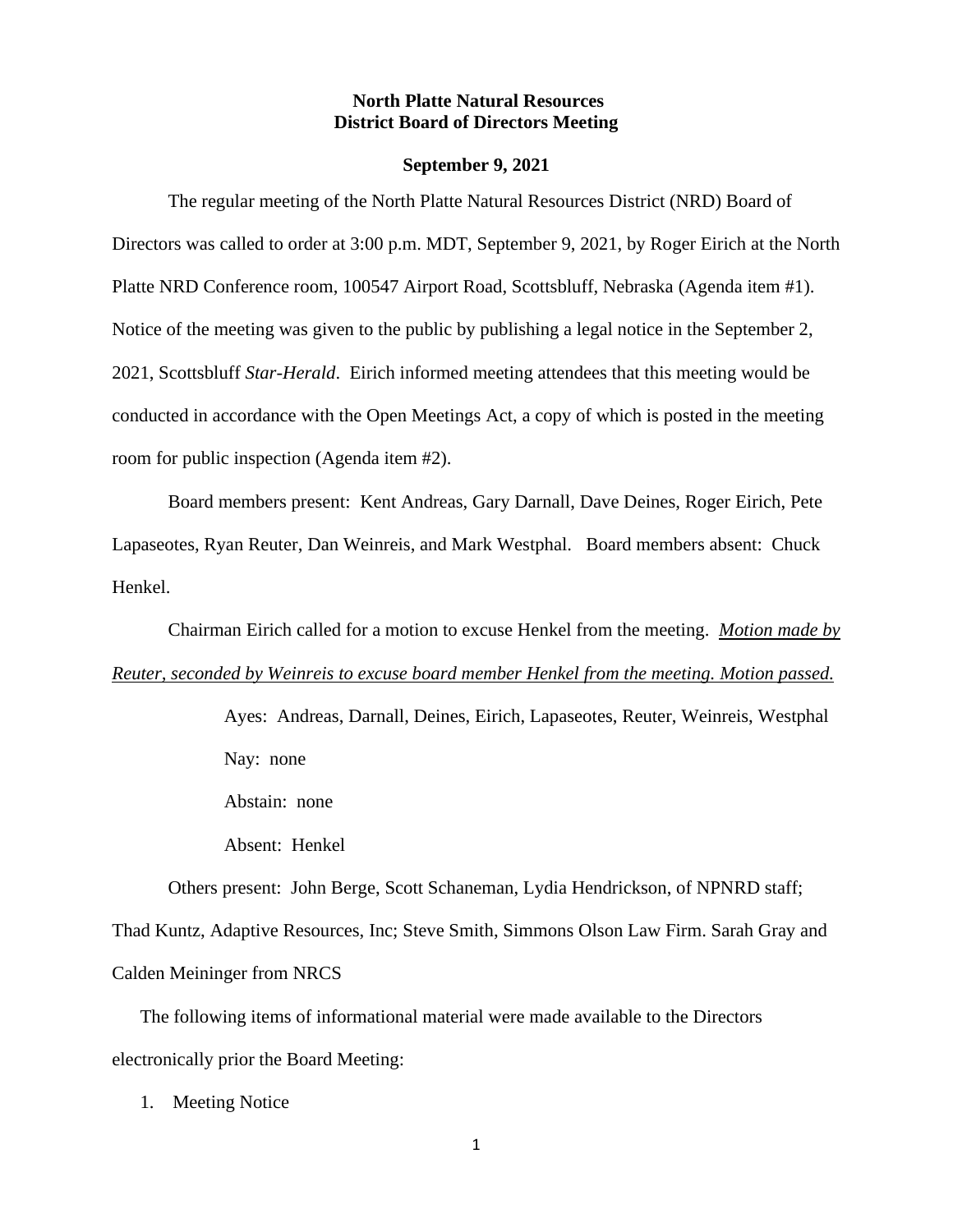**North Platte Natural Resources**
**District Board of Directors Meeting**

**September 9, 2021**

The regular meeting of the North Platte Natural Resources District (NRD) Board of Directors was called to order at 3:00 p.m. MDT, September 9, 2021, by Roger Eirich at the North Platte NRD Conference room, 100547 Airport Road, Scottsbluff, Nebraska (Agenda item #1). Notice of the meeting was given to the public by publishing a legal notice in the September 2, 2021, Scottsbluff *Star-Herald*. Eirich informed meeting attendees that this meeting would be conducted in accordance with the Open Meetings Act, a copy of which is posted in the meeting room for public inspection (Agenda item #2).

Board members present: Kent Andreas, Gary Darnall, Dave Deines, Roger Eirich, Pete Lapaseotes, Ryan Reuter, Dan Weinreis, and Mark Westphal. Board members absent: Chuck Henkel.

Chairman Eirich called for a motion to excuse Henkel from the meeting. <u>*Motion made by Reuter, seconded by Weinreis to excuse board member Henkel from the meeting. Motion passed.*</u>

> Ayes: Andreas, Darnall, Deines, Eirich, Lapaseotes, Reuter, Weinreis, Westphal
>
> Nay: none
>
> Abstain: none
>
> Absent: Henkel

Others present: John Berge, Scott Schaneman, Lydia Hendrickson, of NPNRD staff; Thad Kuntz, Adaptive Resources, Inc; Steve Smith, Simmons Olson Law Firm. Sarah Gray and Calden Meininger from NRCS

The following items of informational material were made available to the Directors electronically prior the Board Meeting:

1. Meeting Notice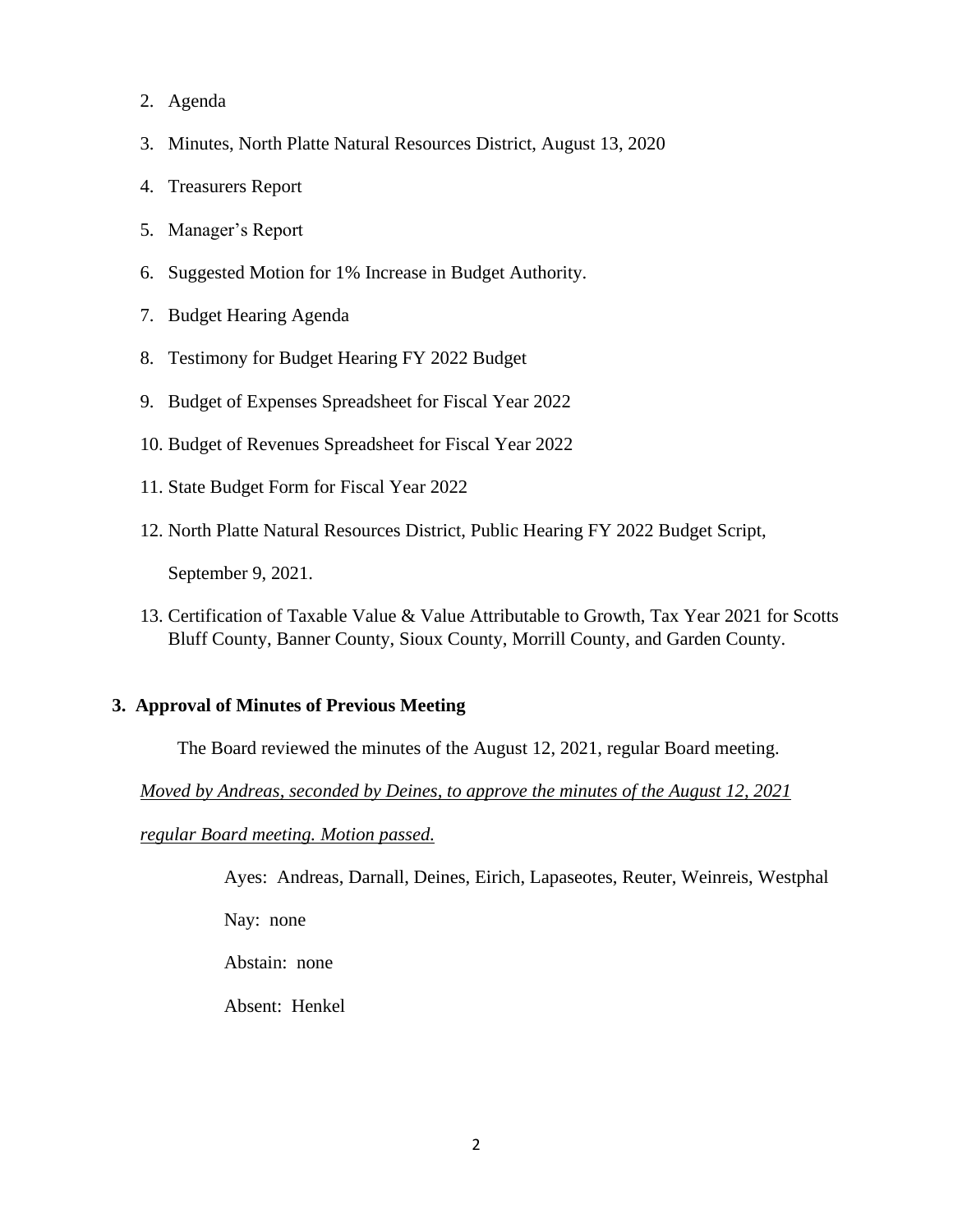2. Agenda
3. Minutes, North Platte Natural Resources District, August 13, 2020
4. Treasurers Report
5. Manager's Report
6. Suggested Motion for 1% Increase in Budget Authority.
7. Budget Hearing Agenda
8. Testimony for Budget Hearing FY 2022 Budget
9. Budget of Expenses Spreadsheet for Fiscal Year 2022
10. Budget of Revenues Spreadsheet for Fiscal Year 2022
11. State Budget Form for Fiscal Year 2022
12. North Platte Natural Resources District, Public Hearing FY 2022 Budget Script, September 9, 2021.
13. Certification of Taxable Value & Value Attributable to Growth, Tax Year 2021 for Scotts Bluff County, Banner County, Sioux County, Morrill County, and Garden County.

**3. Approval of Minutes of Previous Meeting**

The Board reviewed the minutes of the August 12, 2021, regular Board meeting.

*Moved by Andreas, seconded by Deines, to approve the minutes of the August 12, 2021 regular Board meeting. Motion passed.*

Ayes: Andreas, Darnall, Deines, Eirich, Lapaseotes, Reuter, Weinreis, Westphal

Nay: none

Abstain: none

Absent: Henkel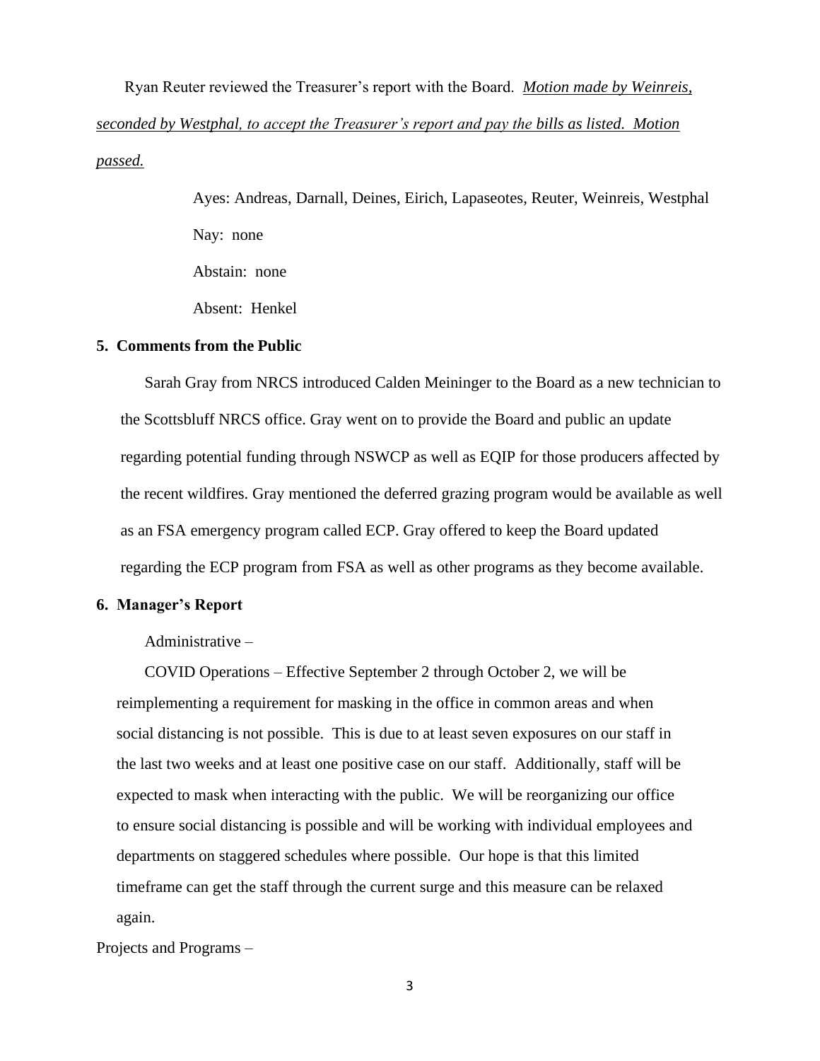Ryan Reuter reviewed the Treasurer's report with the Board. *Motion made by Weinreis, seconded by Westphal, to accept the Treasurer's report and pay the bills as listed. Motion passed.*

Ayes: Andreas, Darnall, Deines, Eirich, Lapaseotes, Reuter, Weinreis, Westphal

Nay: none

Abstain: none

Absent: Henkel

**5. Comments from the Public**

Sarah Gray from NRCS introduced Calden Meininger to the Board as a new technician to the Scottsbluff NRCS office. Gray went on to provide the Board and public an update regarding potential funding through NSWCP as well as EQIP for those producers affected by the recent wildfires. Gray mentioned the deferred grazing program would be available as well as an FSA emergency program called ECP. Gray offered to keep the Board updated regarding the ECP program from FSA as well as other programs as they become available.

**6. Manager's Report**

Administrative –

COVID Operations – Effective September 2 through October 2, we will be reimplementing a requirement for masking in the office in common areas and when social distancing is not possible. This is due to at least seven exposures on our staff in the last two weeks and at least one positive case on our staff. Additionally, staff will be expected to mask when interacting with the public. We will be reorganizing our office to ensure social distancing is possible and will be working with individual employees and departments on staggered schedules where possible. Our hope is that this limited timeframe can get the staff through the current surge and this measure can be relaxed again.

Projects and Programs –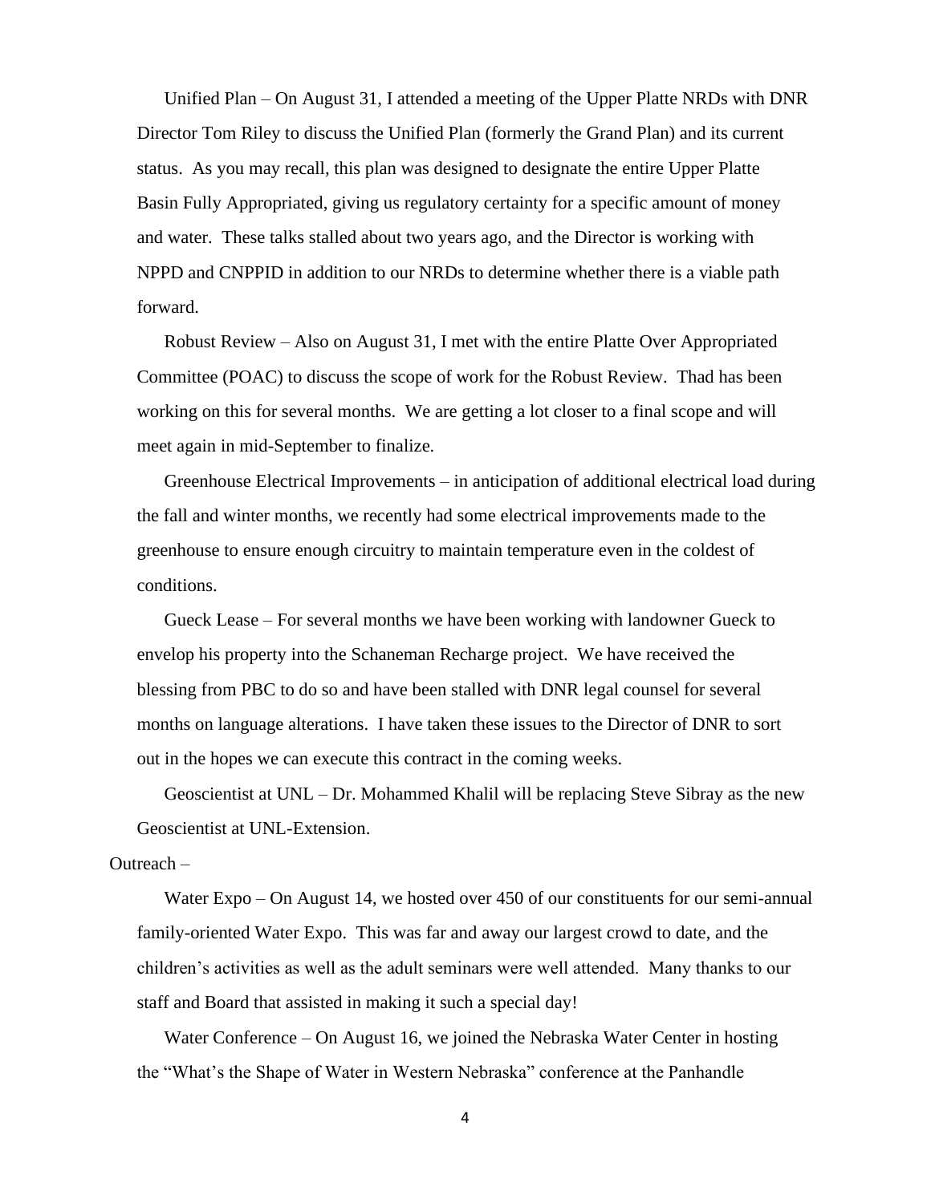Unified Plan – On August 31, I attended a meeting of the Upper Platte NRDs with DNR Director Tom Riley to discuss the Unified Plan (formerly the Grand Plan) and its current status. As you may recall, this plan was designed to designate the entire Upper Platte Basin Fully Appropriated, giving us regulatory certainty for a specific amount of money and water. These talks stalled about two years ago, and the Director is working with NPPD and CNPPID in addition to our NRDs to determine whether there is a viable path forward.

Robust Review – Also on August 31, I met with the entire Platte Over Appropriated Committee (POAC) to discuss the scope of work for the Robust Review. Thad has been working on this for several months. We are getting a lot closer to a final scope and will meet again in mid-September to finalize.

Greenhouse Electrical Improvements – in anticipation of additional electrical load during the fall and winter months, we recently had some electrical improvements made to the greenhouse to ensure enough circuitry to maintain temperature even in the coldest of conditions.

Gueck Lease – For several months we have been working with landowner Gueck to envelop his property into the Schaneman Recharge project. We have received the blessing from PBC to do so and have been stalled with DNR legal counsel for several months on language alterations. I have taken these issues to the Director of DNR to sort out in the hopes we can execute this contract in the coming weeks.

Geoscientist at UNL – Dr. Mohammed Khalil will be replacing Steve Sibray as the new Geoscientist at UNL-Extension.

Outreach –

Water Expo – On August 14, we hosted over 450 of our constituents for our semi-annual family-oriented Water Expo. This was far and away our largest crowd to date, and the children's activities as well as the adult seminars were well attended. Many thanks to our staff and Board that assisted in making it such a special day!

Water Conference – On August 16, we joined the Nebraska Water Center in hosting the "What's the Shape of Water in Western Nebraska" conference at the Panhandle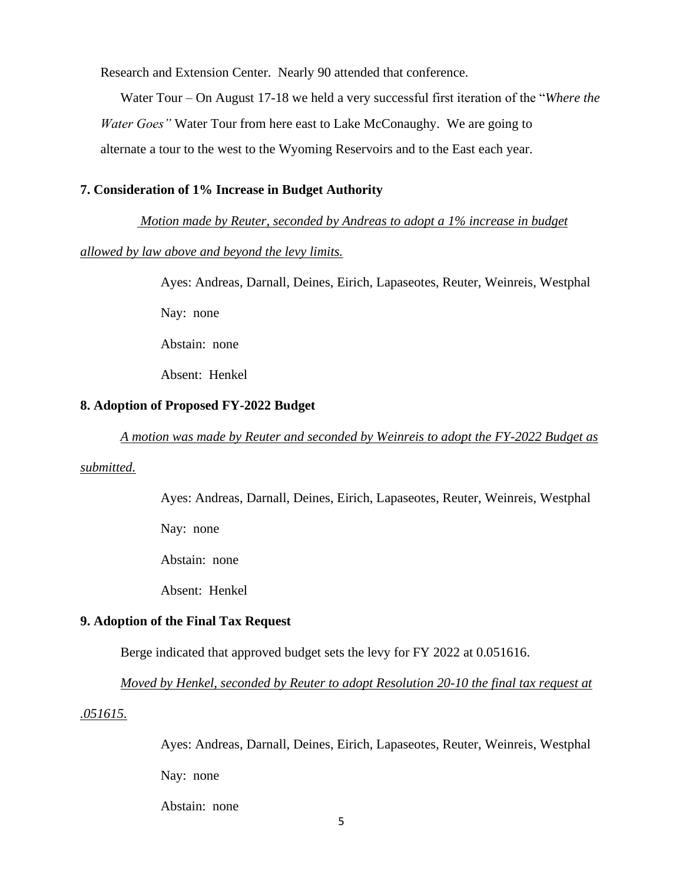Research and Extension Center. Nearly 90 attended that conference.

Water Tour – On August 17-18 we held a very successful first iteration of the "*Where the Water Goes"* Water Tour from here east to Lake McConaughy. We are going to alternate a tour to the west to the Wyoming Reservoirs and to the East each year.

**7. Consideration of 1% Increase in Budget Authority**

*Motion made by Reuter, seconded by Andreas to adopt a 1% increase in budget allowed by law above and beyond the levy limits.*

Ayes: Andreas, Darnall, Deines, Eirich, Lapaseotes, Reuter, Weinreis, Westphal

Nay: none

Abstain: none

Absent: Henkel

**8. Adoption of Proposed FY-2022 Budget**

*A motion was made by Reuter and seconded by Weinreis to adopt the FY-2022 Budget as submitted.*

Ayes: Andreas, Darnall, Deines, Eirich, Lapaseotes, Reuter, Weinreis, Westphal

Nay: none

Abstain: none

Absent: Henkel

**9. Adoption of the Final Tax Request**

Berge indicated that approved budget sets the levy for FY 2022 at 0.051616.

*Moved by Henkel, seconded by Reuter to adopt Resolution 20-10 the final tax request at .051615.*

Ayes: Andreas, Darnall, Deines, Eirich, Lapaseotes, Reuter, Weinreis, Westphal

Nay: none

Abstain: none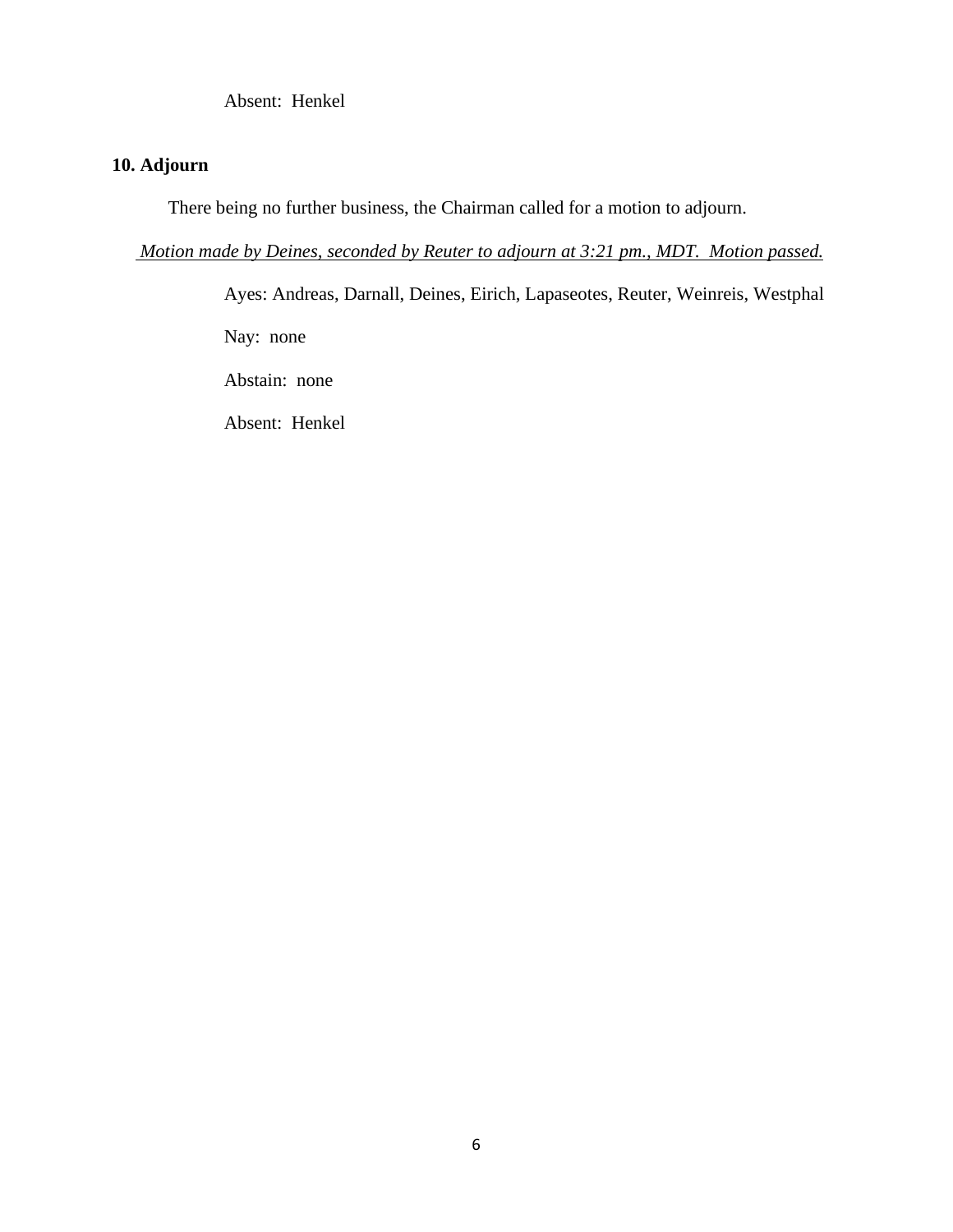Absent: Henkel

**10. Adjourn**

There being no further business, the Chairman called for a motion to adjourn.

*Motion made by Deines, seconded by Reuter to adjourn at 3:21 pm., MDT. Motion passed.*

Ayes: Andreas, Darnall, Deines, Eirich, Lapaseotes, Reuter, Weinreis, Westphal

Nay: none

Abstain: none

Absent: Henkel